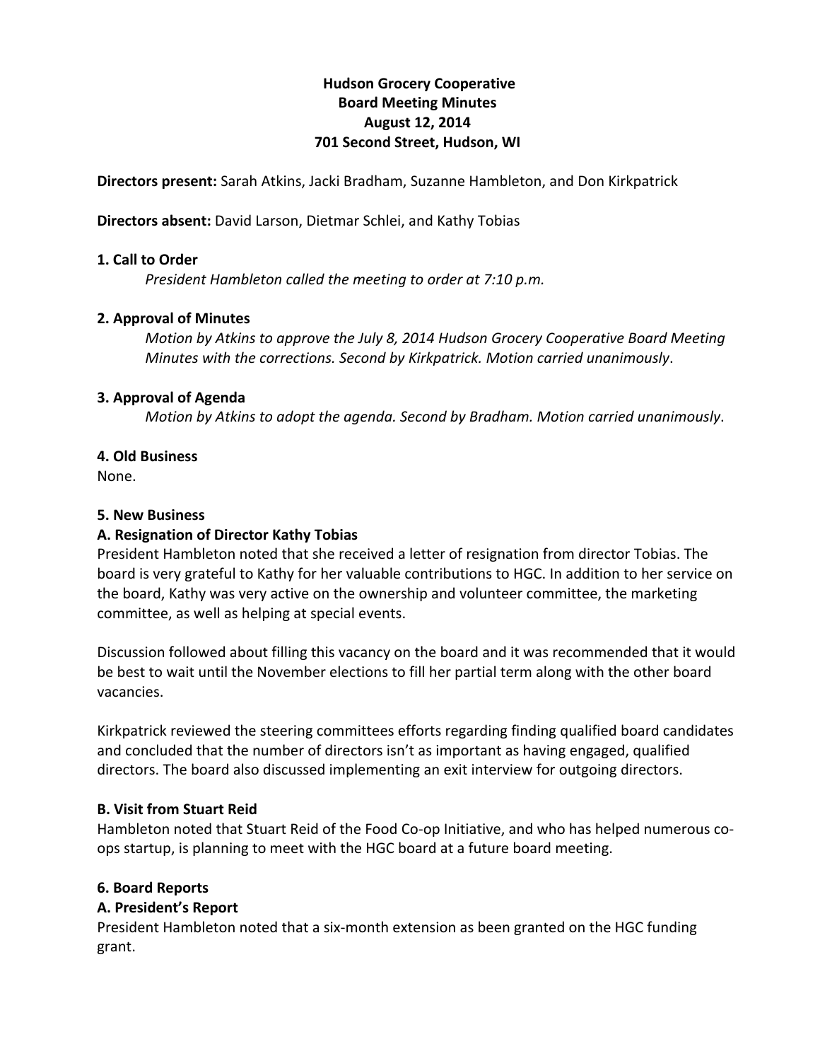**Hudson Grocery Cooperative**
**Board Meeting Minutes**
**August 12, 2014**
**701 Second Street, Hudson, WI**

**Directors present:** Sarah Atkins, Jacki Bradham, Suzanne Hambleton, and Don Kirkpatrick

**Directors absent:** David Larson, Dietmar Schlei, and Kathy Tobias

### 1. Call to Order

*President Hambleton called the meeting to order at 7:10 p.m.*

### 2. Approval of Minutes

*Motion by Atkins to approve the July 8, 2014 Hudson Grocery Cooperative Board Meeting Minutes with the corrections. Second by Kirkpatrick. Motion carried unanimously*.

### 3. Approval of Agenda

*Motion by Atkins to adopt the agenda. Second by Bradham. Motion carried unanimously*.

### 4. Old Business

None.

### 5. New Business

#### A. Resignation of Director Kathy Tobias

President Hambleton noted that she received a letter of resignation from director Tobias. The board is very grateful to Kathy for her valuable contributions to HGC. In addition to her service on the board, Kathy was very active on the ownership and volunteer committee, the marketing committee, as well as helping at special events.

Discussion followed about filling this vacancy on the board and it was recommended that it would be best to wait until the November elections to fill her partial term along with the other board vacancies.

Kirkpatrick reviewed the steering committees efforts regarding finding qualified board candidates and concluded that the number of directors isn't as important as having engaged, qualified directors. The board also discussed implementing an exit interview for outgoing directors.

#### B. Visit from Stuart Reid

Hambleton noted that Stuart Reid of the Food Co-op Initiative, and who has helped numerous co-ops startup, is planning to meet with the HGC board at a future board meeting.

### 6. Board Reports

#### A. President's Report

President Hambleton noted that a six-month extension as been granted on the HGC funding grant.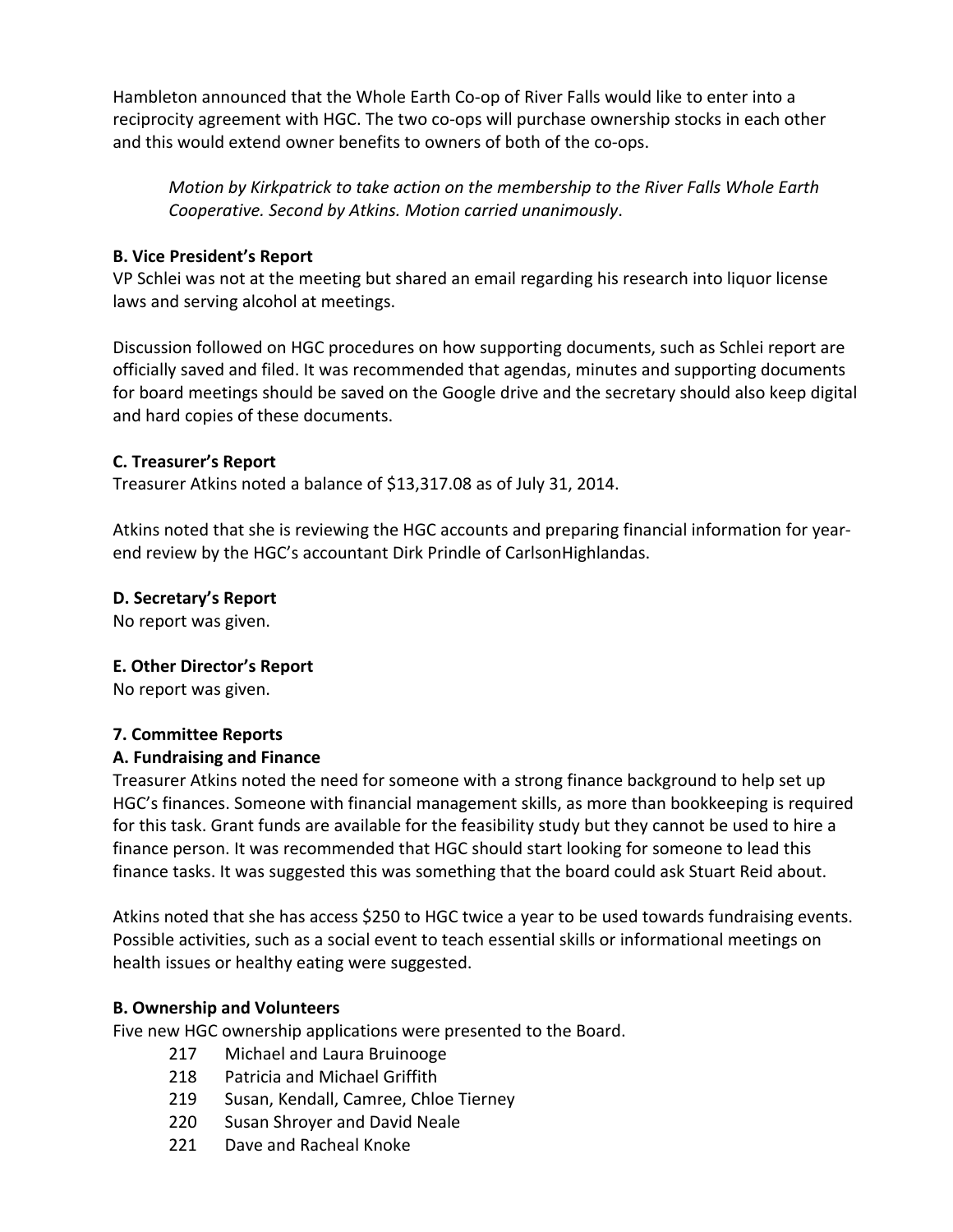Hambleton announced that the Whole Earth Co-op of River Falls would like to enter into a reciprocity agreement with HGC. The two co-ops will purchase ownership stocks in each other and this would extend owner benefits to owners of both of the co-ops.

> *Motion by Kirkpatrick to take action on the membership to the River Falls Whole Earth Cooperative. Second by Atkins. Motion carried unanimously*.

**B. Vice President's Report**
VP Schlei was not at the meeting but shared an email regarding his research into liquor license laws and serving alcohol at meetings.

Discussion followed on HGC procedures on how supporting documents, such as Schlei report are officially saved and filed. It was recommended that agendas, minutes and supporting documents for board meetings should be saved on the Google drive and the secretary should also keep digital and hard copies of these documents.

**C. Treasurer's Report**
Treasurer Atkins noted a balance of $13,317.08 as of July 31, 2014.

Atkins noted that she is reviewing the HGC accounts and preparing financial information for year-end review by the HGC's accountant Dirk Prindle of CarlsonHighlandas.

**D. Secretary's Report**
No report was given.

**E. Other Director's Report**
No report was given.

**7. Committee Reports**
**A. Fundraising and Finance**
Treasurer Atkins noted the need for someone with a strong finance background to help set up HGC's finances. Someone with financial management skills, as more than bookkeeping is required for this task. Grant funds are available for the feasibility study but they cannot be used to hire a finance person. It was recommended that HGC should start looking for someone to lead this finance tasks. It was suggested this was something that the board could ask Stuart Reid about.

Atkins noted that she has access $250 to HGC twice a year to be used towards fundraising events. Possible activities, such as a social event to teach essential skills or informational meetings on health issues or healthy eating were suggested.

**B. Ownership and Volunteers**
Five new HGC ownership applications were presented to the Board.

- 217 Michael and Laura Bruinooge
- 218 Patricia and Michael Griffith
- 219 Susan, Kendall, Camree, Chloe Tierney
- 220 Susan Shroyer and David Neale
- 221 Dave and Racheal Knoke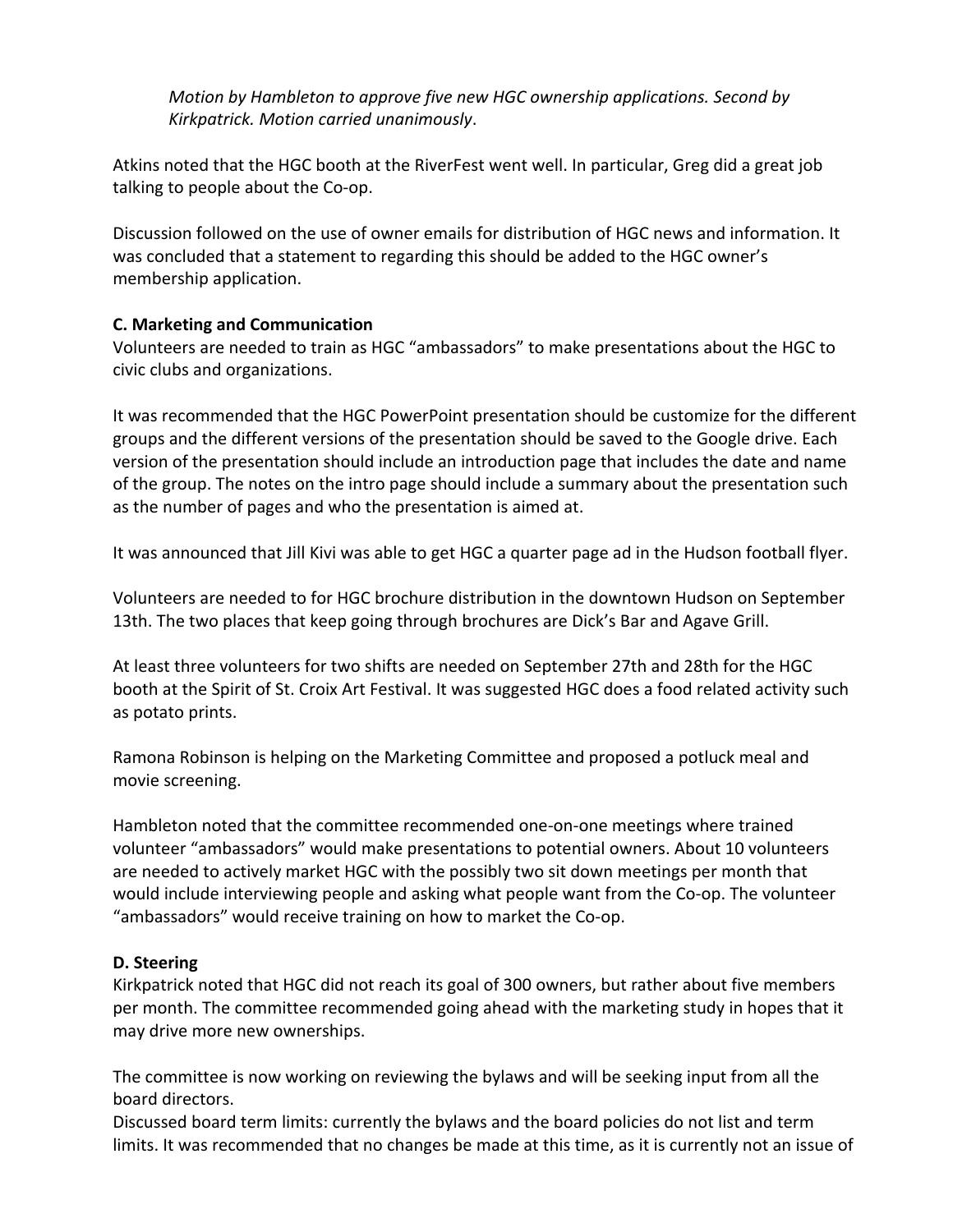*Motion by Hambleton to approve five new HGC ownership applications. Second by Kirkpatrick. Motion carried unanimously*.

Atkins noted that the HGC booth at the RiverFest went well. In particular, Greg did a great job talking to people about the Co-op.

Discussion followed on the use of owner emails for distribution of HGC news and information. It was concluded that a statement to regarding this should be added to the HGC owner's membership application.

**C. Marketing and Communication**
Volunteers are needed to train as HGC "ambassadors" to make presentations about the HGC to civic clubs and organizations.

It was recommended that the HGC PowerPoint presentation should be customize for the different groups and the different versions of the presentation should be saved to the Google drive. Each version of the presentation should include an introduction page that includes the date and name of the group. The notes on the intro page should include a summary about the presentation such as the number of pages and who the presentation is aimed at.

It was announced that Jill Kivi was able to get HGC a quarter page ad in the Hudson football flyer.

Volunteers are needed to for HGC brochure distribution in the downtown Hudson on September 13th. The two places that keep going through brochures are Dick's Bar and Agave Grill.

At least three volunteers for two shifts are needed on September 27th and 28th for the HGC booth at the Spirit of St. Croix Art Festival. It was suggested HGC does a food related activity such as potato prints.

Ramona Robinson is helping on the Marketing Committee and proposed a potluck meal and movie screening.

Hambleton noted that the committee recommended one-on-one meetings where trained volunteer "ambassadors" would make presentations to potential owners. About 10 volunteers are needed to actively market HGC with the possibly two sit down meetings per month that would include interviewing people and asking what people want from the Co-op. The volunteer "ambassadors" would receive training on how to market the Co-op.

**D. Steering**
Kirkpatrick noted that HGC did not reach its goal of 300 owners, but rather about five members per month. The committee recommended going ahead with the marketing study in hopes that it may drive more new ownerships.

The committee is now working on reviewing the bylaws and will be seeking input from all the board directors.
Discussed board term limits: currently the bylaws and the board policies do not list and term limits. It was recommended that no changes be made at this time, as it is currently not an issue of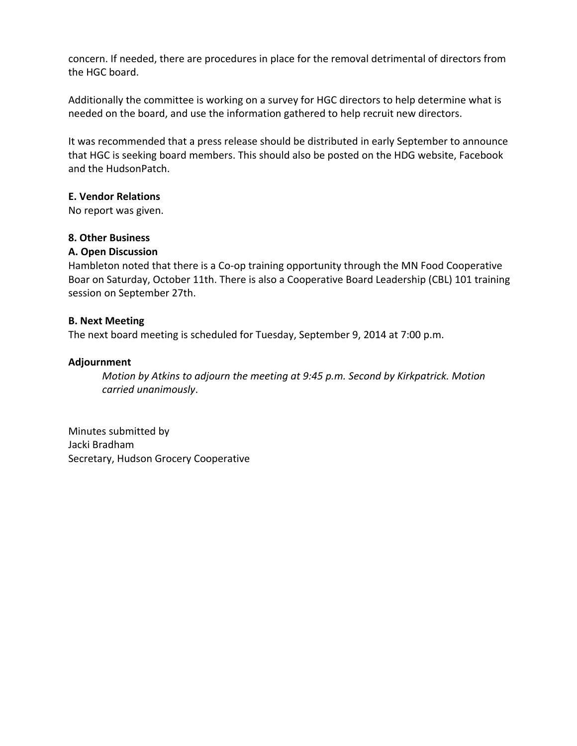concern. If needed, there are procedures in place for the removal detrimental of directors from the HGC board.

Additionally the committee is working on a survey for HGC directors to help determine what is needed on the board, and use the information gathered to help recruit new directors.

It was recommended that a press release should be distributed in early September to announce that HGC is seeking board members. This should also be posted on the HDG website, Facebook and the HudsonPatch.

**E. Vendor Relations**
No report was given.

**8. Other Business**
**A. Open Discussion**
Hambleton noted that there is a Co-op training opportunity through the MN Food Cooperative Boar on Saturday, October 11th. There is also a Cooperative Board Leadership (CBL) 101 training session on September 27th.

**B. Next Meeting**
The next board meeting is scheduled for Tuesday, September 9, 2014 at 7:00 p.m.

**Adjournment**

*Motion by Atkins to adjourn the meeting at 9:45 p.m. Second by Kirkpatrick. Motion carried unanimously*.

Minutes submitted by
Jacki Bradham
Secretary, Hudson Grocery Cooperative